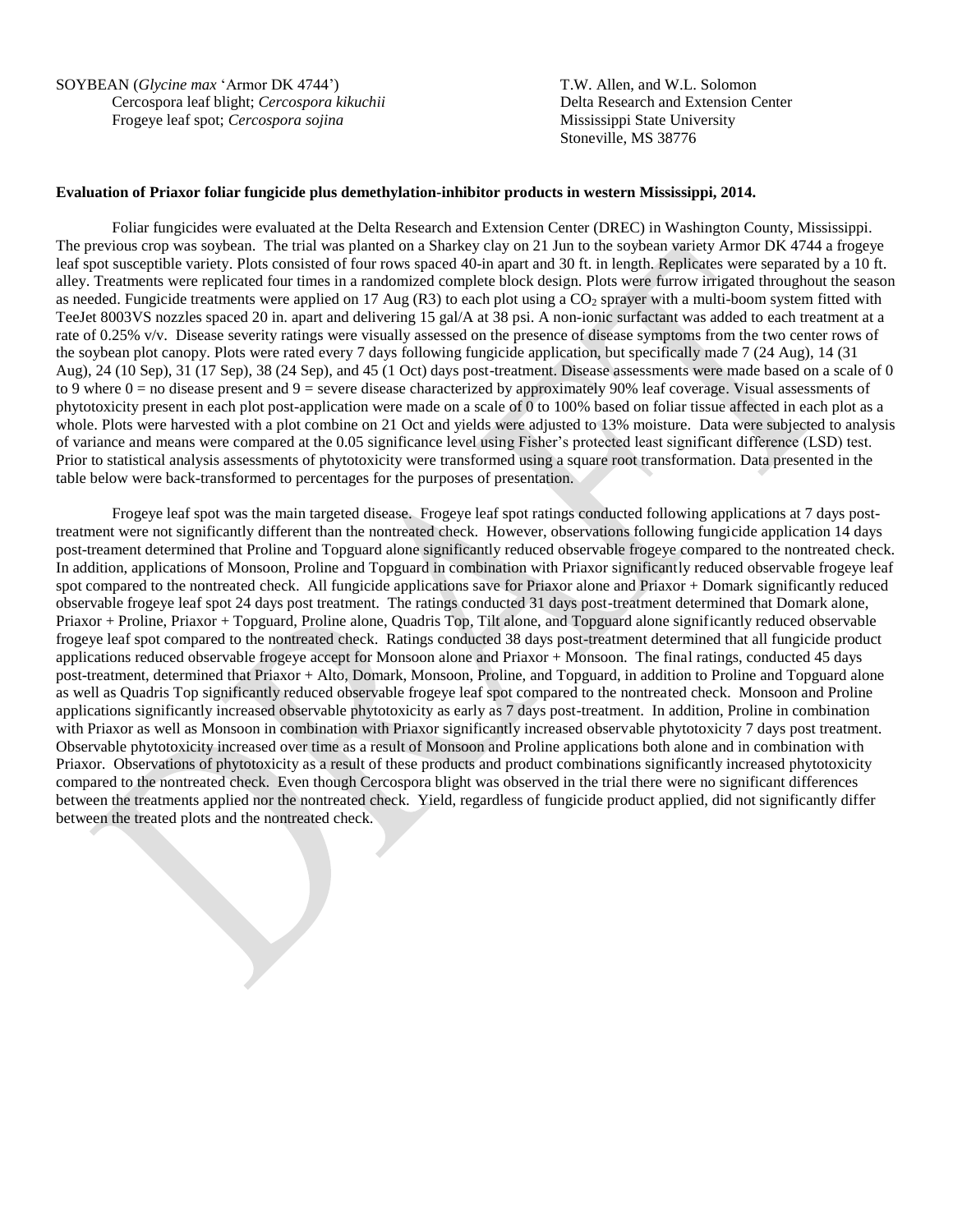SOYBEAN (*Glycine max* 'Armor DK 4744')
Cercospora leaf blight; *Cercospora kikuchii*
Frogeye leaf spot; *Cercospora sojina*

T.W. Allen, and W.L. Solomon
Delta Research and Extension Center
Mississippi State University
Stoneville, MS 38776

**Evaluation of Priaxor foliar fungicide plus demethylation-inhibitor products in western Mississippi, 2014.**

Foliar fungicides were evaluated at the Delta Research and Extension Center (DREC) in Washington County, Mississippi. The previous crop was soybean. The trial was planted on a Sharkey clay on 21 Jun to the soybean variety Armor DK 4744 a frogeye leaf spot susceptible variety. Plots consisted of four rows spaced 40-in apart and 30 ft. in length. Replicates were separated by a 10 ft. alley. Treatments were replicated four times in a randomized complete block design. Plots were furrow irrigated throughout the season as needed. Fungicide treatments were applied on 17 Aug (R3) to each plot using a $CO_2$ sprayer with a multi-boom system fitted with TeeJet 8003VS nozzles spaced 20 in. apart and delivering 15 gal/A at 38 psi. A non-ionic surfactant was added to each treatment at a rate of 0.25% v/v. Disease severity ratings were visually assessed on the presence of disease symptoms from the two center rows of the soybean plot canopy. Plots were rated every 7 days following fungicide application, but specifically made 7 (24 Aug), 14 (31 Aug), 24 (10 Sep), 31 (17 Sep), 38 (24 Sep), and 45 (1 Oct) days post-treatment. Disease assessments were made based on a scale of 0 to 9 where 0 = no disease present and 9 = severe disease characterized by approximately 90% leaf coverage. Visual assessments of phytotoxicity present in each plot post-application were made on a scale of 0 to 100% based on foliar tissue affected in each plot as a whole. Plots were harvested with a plot combine on 21 Oct and yields were adjusted to 13% moisture. Data were subjected to analysis of variance and means were compared at the 0.05 significance level using Fisher's protected least significant difference (LSD) test. Prior to statistical analysis assessments of phytotoxicity were transformed using a square root transformation. Data presented in the table below were back-transformed to percentages for the purposes of presentation.

Frogeye leaf spot was the main targeted disease. Frogeye leaf spot ratings conducted following applications at 7 days post-treatment were not significantly different than the nontreated check. However, observations following fungicide application 14 days post-treament determined that Proline and Topguard alone significantly reduced observable frogeye compared to the nontreated check. In addition, applications of Monsoon, Proline and Topguard in combination with Priaxor significantly reduced observable frogeye leaf spot compared to the nontreated check. All fungicide applications save for Priaxor alone and Priaxor + Domark significantly reduced observable frogeye leaf spot 24 days post treatment. The ratings conducted 31 days post-treatment determined that Domark alone, Priaxor + Proline, Priaxor + Topguard, Proline alone, Quadris Top, Tilt alone, and Topguard alone significantly reduced observable frogeye leaf spot compared to the nontreated check. Ratings conducted 38 days post-treatment determined that all fungicide product applications reduced observable frogeye accept for Monsoon alone and Priaxor + Monsoon. The final ratings, conducted 45 days post-treatment, determined that Priaxor + Alto, Domark, Monsoon, Proline, and Topguard, in addition to Proline and Topguard alone as well as Quadris Top significantly reduced observable frogeye leaf spot compared to the nontreated check. Monsoon and Proline applications significantly increased observable phytotoxicity as early as 7 days post-treatment. In addition, Proline in combination with Priaxor as well as Monsoon in combination with Priaxor significantly increased observable phytotoxicity 7 days post treatment. Observable phytotoxicity increased over time as a result of Monsoon and Proline applications both alone and in combination with Priaxor. Observations of phytotoxicity as a result of these products and product combinations significantly increased phytotoxicity compared to the nontreated check. Even though Cercospora blight was observed in the trial there were no significant differences between the treatments applied nor the nontreated check. Yield, regardless of fungicide product applied, did not significantly differ between the treated plots and the nontreated check.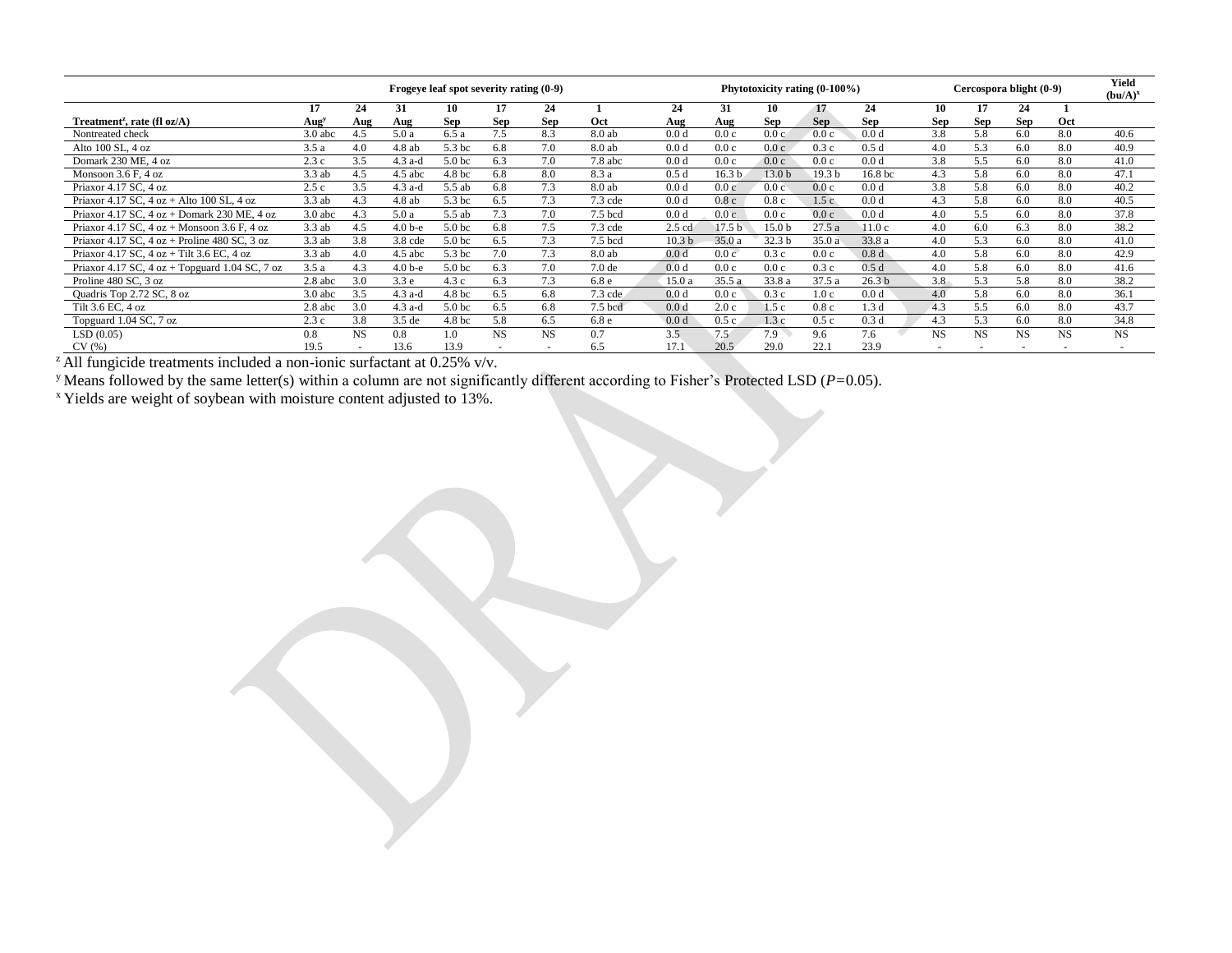| | Frogeye leaf spot severity rating (0-9) | | | | | | | Phytotoxicity rating (0-100%) | | | | | Cercospora blight (0-9) | | | | Yield (bu/A)[x] |
|---|---|---|---|---|---|---|---|---|---|---|---|---|---|---|---|---|---|
| Treatment[z], rate (fl oz/A) | 17 Aug[y] | 24 Aug | 31 Aug | 10 Sep | 17 Sep | 24 Sep | 1 Oct | 24 Aug | 31 Aug | 10 Sep | 17 Sep | 24 Sep | 10 Sep | 17 Sep | 24 Sep | 1 Oct | |
| Nontreated check | 3.0 abc | 4.5 | 5.0 a | 6.5 a | 7.5 | 8.3 | 8.0 ab | 0.0 d | 0.0 c | 0.0 c | 0.0 c | 0.0 d | 3.8 | 5.8 | 6.0 | 8.0 | 40.6 |
| Alto 100 SL, 4 oz | 3.5 a | 4.0 | 4.8 ab | 5.3 bc | 6.8 | 7.0 | 8.0 ab | 0.0 d | 0.0 c | 0.0 c | 0.3 c | 0.5 d | 4.0 | 5.3 | 6.0 | 8.0 | 40.9 |
| Domark 230 ME, 4 oz | 2.3 c | 3.5 | 4.3 a-d | 5.0 bc | 6.3 | 7.0 | 7.8 abc | 0.0 d | 0.0 c | 0.0 c | 0.0 c | 0.0 d | 3.8 | 5.5 | 6.0 | 8.0 | 41.0 |
| Monsoon 3.6 F, 4 oz | 3.3 ab | 4.5 | 4.5 abc | 4.8 bc | 6.8 | 8.0 | 8.3 a | 0.5 d | 16.3 b | 13.0 b | 19.3 b | 16.8 bc | 4.3 | 5.8 | 6.0 | 8.0 | 47.1 |
| Priaxor 4.17 SC, 4 oz | 2.5 c | 3.5 | 4.3 a-d | 5.5 ab | 6.8 | 7.3 | 8.0 ab | 0.0 d | 0.0 c | 0.0 c | 0.0 c | 0.0 d | 3.8 | 5.8 | 6.0 | 8.0 | 40.2 |
| Priaxor 4.17 SC, 4 oz + Alto 100 SL, 4 oz | 3.3 ab | 4.3 | 4.8 ab | 5.3 bc | 6.5 | 7.3 | 7.3 cde | 0.0 d | 0.8 c | 0.8 c | 1.5 c | 0.0 d | 4.3 | 5.8 | 6.0 | 8.0 | 40.5 |
| Priaxor 4.17 SC, 4 oz + Domark 230 ME, 4 oz | 3.0 abc | 4.3 | 5.0 a | 5.5 ab | 7.3 | 7.0 | 7.5 bcd | 0.0 d | 0.0 c | 0.0 c | 0.0 c | 0.0 d | 4.0 | 5.5 | 6.0 | 8.0 | 37.8 |
| Priaxor 4.17 SC, 4 oz + Monsoon 3.6 F, 4 oz | 3.3 ab | 4.5 | 4.0 b-e | 5.0 bc | 6.8 | 7.5 | 7.3 cde | 2.5 cd | 17.5 b | 15.0 b | 27.5 a | 11.0 c | 4.0 | 6.0 | 6.3 | 8.0 | 38.2 |
| Priaxor 4.17 SC, 4 oz + Proline 480 SC, 3 oz | 3.3 ab | 3.8 | 3.8 cde | 5.0 bc | 6.5 | 7.3 | 7.5 bcd | 10.3 b | 35.0 a | 32.3 b | 35.0 a | 33.8 a | 4.0 | 5.3 | 6.0 | 8.0 | 41.0 |
| Priaxor 4.17 SC, 4 oz + Tilt 3.6 EC, 4 oz | 3.3 ab | 4.0 | 4.5 abc | 5.3 bc | 7.0 | 7.3 | 8.0 ab | 0.0 d | 0.0 c | 0.3 c | 0.0 c | 0.8 d | 4.0 | 5.8 | 6.0 | 8.0 | 42.9 |
| Priaxor 4.17 SC, 4 oz + Topguard 1.04 SC, 7 oz | 3.5 a | 4.3 | 4.0 b-e | 5.0 bc | 6.3 | 7.0 | 7.0 de | 0.0 d | 0.0 c | 0.0 c | 0.3 c | 0.5 d | 4.0 | 5.8 | 6.0 | 8.0 | 41.6 |
| Proline 480 SC, 3 oz | 2.8 abc | 3.0 | 3.3 e | 4.3 c | 6.3 | 7.3 | 6.8 e | 15.0 a | 35.5 a | 33.8 a | 37.5 a | 26.3 b | 3.8 | 5.3 | 5.8 | 8.0 | 38.2 |
| Quadris Top 2.72 SC, 8 oz | 3.0 abc | 3.5 | 4.3 a-d | 4.8 bc | 6.5 | 6.8 | 7.3 cde | 0.0 d | 0.0 c | 0.3 c | 1.0 c | 0.0 d | 4.0 | 5.8 | 6.0 | 8.0 | 36.1 |
| Tilt 3.6 EC, 4 oz | 2.8 abc | 3.0 | 4.3 a-d | 5.0 bc | 6.5 | 6.8 | 7.5 bcd | 0.0 d | 2.0 c | 1.5 c | 0.8 c | 1.3 d | 4.3 | 5.5 | 6.0 | 8.0 | 43.7 |
| Topguard 1.04 SC, 7 oz | 2.3 c | 3.8 | 3.5 de | 4.8 bc | 5.8 | 6.5 | 6.8 e | 0.0 d | 0.5 c | 1.3 c | 0.5 c | 0.3 d | 4.3 | 5.3 | 6.0 | 8.0 | 34.8 |
| LSD (0.05) | 0.8 | NS | 0.8 | 1.0 | NS | NS | 0.7 | 3.5 | 7.5 | 7.9 | 9.6 | 7.6 | NS | NS | NS | NS | NS |
| CV (%) | 19.5 | - | 13.6 | 13.9 | - | - | 6.5 | 17.1 | 20.5 | 29.0 | 22.1 | 23.9 | - | - | - | - | - |

[z] All fungicide treatments included a non-ionic surfactant at 0.25% v/v.

[y] Means followed by the same letter(s) within a column are not significantly different according to Fisher's Protected LSD (*P*=0.05).

[x] Yields are weight of soybean with moisture content adjusted to 13%.